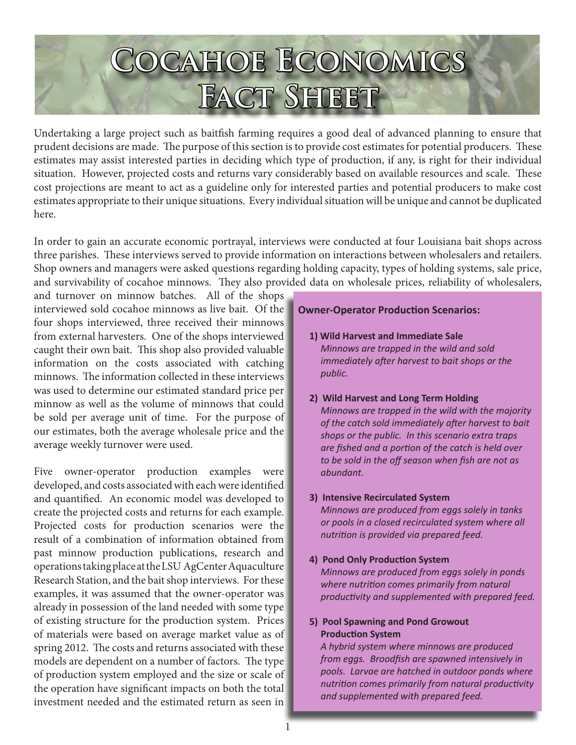# Cocahoe Economics Fact Sheet

Undertaking a large project such as baitfish farming requires a good deal of advanced planning to ensure that prudent decisions are made. The purpose of this section is to provide cost estimates for potential producers. These estimates may assist interested parties in deciding which type of production, if any, is right for their individual situation. However, projected costs and returns vary considerably based on available resources and scale. These cost projections are meant to act as a guideline only for interested parties and potential producers to make cost estimates appropriate to their unique situations. Every individual situation will be unique and cannot be duplicated here.

In order to gain an accurate economic portrayal, interviews were conducted at four Louisiana bait shops across three parishes. These interviews served to provide information on interactions between wholesalers and retailers. Shop owners and managers were asked questions regarding holding capacity, types of holding systems, sale price, and survivability of cocahoe minnows. They also provided data on wholesale prices, reliability of wholesalers, and turnover on minnow batches. All of the shops interviewed sold cocahoe minnows as live bait. Of the four shops interviewed, three received their minnows from external harvesters. One of the shops interviewed caught their own bait. This shop also provided valuable information on the costs associated with catching minnows. The information collected in these interviews was used to determine our estimated standard price per minnow as well as the volume of minnows that could be sold per average unit of time. For the purpose of our estimates, both the average wholesale price and the average weekly turnover were used.

Five owner-operator production examples were developed, and costs associated with each were identified and quantified. An economic model was developed to create the projected costs and returns for each example. Projected costs for production scenarios were the result of a combination of information obtained from past minnow production publications, research and operations taking place at the LSU AgCenter Aquaculture Research Station, and the bait shop interviews. For these examples, it was assumed that the owner-operator was already in possession of the land needed with some type of existing structure for the production system. Prices of materials were based on average market value as of spring 2012. The costs and returns associated with these models are dependent on a number of factors. The type of production system employed and the size or scale of the operation have significant impacts on both the total investment needed and the estimated return as seen in

**Owner-Operator Production Scenarios:**

1) **Wild Harvest and Immediate Sale**
   *Minnows are trapped in the wild and sold immediately after harvest to bait shops or the public.*

2) **Wild Harvest and Long Term Holding**
   *Minnows are trapped in the wild with the majority of the catch sold immediately after harvest to bait shops or the public. In this scenario extra traps are fished and a portion of the catch is held over to be sold in the off season when fish are not as abundant.*

3) **Intensive Recirculated System**
   *Minnows are produced from eggs solely in tanks or pools in a closed recirculated system where all nutrition is provided via prepared feed.*

4) **Pond Only Production System**
   *Minnows are produced from eggs solely in ponds where nutrition comes primarily from natural productivity and supplemented with prepared feed.*

5) **Pool Spawning and Pond Growout Production System**
   *A hybrid system where minnows are produced from eggs. Broodfish are spawned intensively in pools. Larvae are hatched in outdoor ponds where nutrition comes primarily from natural productivity and supplemented with prepared feed.*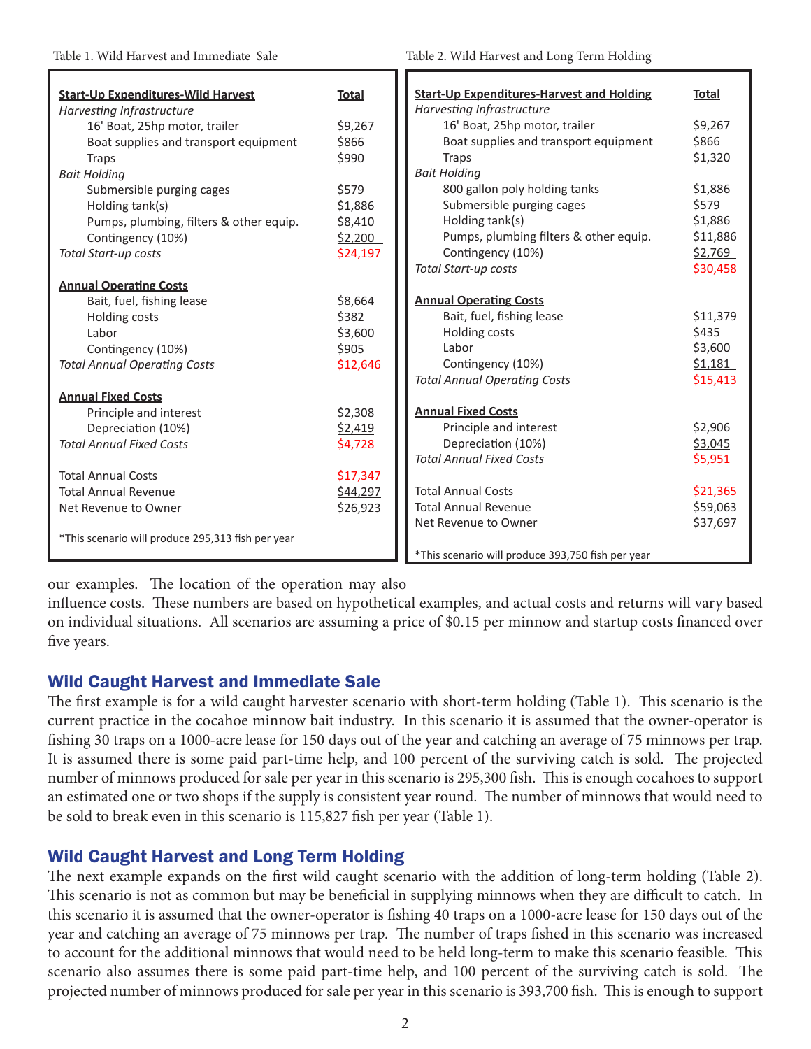Table 1. Wild Harvest and Immediate Sale

| Start-Up Expenditures-Wild Harvest | Total |
|---|---|
| *Harvesting Infrastructure* | |
| 16' Boat, 25hp motor, trailer | $9,267 |
| Boat supplies and transport equipment | $866 |
| Traps | $990 |
| *Bait Holding* | |
| Submersible purging cages | $579 |
| Holding tank(s) | $1,886 |
| Pumps, plumbing, filters & other equip. | $8,410 |
| Contingency (10%) | $2,200 |
| *Total Start-up costs* | $24,197 |
| **Annual Operating Costs** | |
| Bait, fuel, fishing lease | $8,664 |
| Holding costs | $382 |
| Labor | $3,600 |
| Contingency (10%) | $905 |
| *Total Annual Operating Costs* | $12,646 |
| **Annual Fixed Costs** | |
| Principle and interest | $2,308 |
| Depreciation (10%) | $2,419 |
| *Total Annual Fixed Costs* | $4,728 |
| Total Annual Costs | $17,347 |
| Total Annual Revenue | $44,297 |
| Net Revenue to Owner | $26,923 |

*This scenario will produce 295,313 fish per year

Table 2. Wild Harvest and Long Term Holding

| Start-Up Expenditures-Harvest and Holding | Total |
|---|---|
| *Harvesting Infrastructure* | |
| 16' Boat, 25hp motor, trailer | $9,267 |
| Boat supplies and transport equipment | $866 |
| Traps | $1,320 |
| *Bait Holding* | |
| 800 gallon poly holding tanks | $1,886 |
| Submersible purging cages | $579 |
| Holding tank(s) | $1,886 |
| Pumps, plumbing filters & other equip. | $11,886 |
| Contingency (10%) | $2,769 |
| *Total Start-up costs* | $30,458 |
| **Annual Operating Costs** | |
| Bait, fuel, fishing lease | $11,379 |
| Holding costs | $435 |
| Labor | $3,600 |
| Contingency (10%) | $1,181 |
| *Total Annual Operating Costs* | $15,413 |
| **Annual Fixed Costs** | |
| Principle and interest | $2,906 |
| Depreciation (10%) | $3,045 |
| *Total Annual Fixed Costs* | $5,951 |
| Total Annual Costs | $21,365 |
| Total Annual Revenue | $59,063 |
| Net Revenue to Owner | $37,697 |

*This scenario will produce 393,750 fish per year

our examples. The location of the operation may also influence costs. These numbers are based on hypothetical examples, and actual costs and returns will vary based on individual situations. All scenarios are assuming a price of $0.15 per minnow and startup costs financed over five years.

## Wild Caught Harvest and Immediate Sale

The first example is for a wild caught harvester scenario with short-term holding (Table 1). This scenario is the current practice in the cocahoe minnow bait industry. In this scenario it is assumed that the owner-operator is fishing 30 traps on a 1000-acre lease for 150 days out of the year and catching an average of 75 minnows per trap. It is assumed there is some paid part-time help, and 100 percent of the surviving catch is sold. The projected number of minnows produced for sale per year in this scenario is 295,300 fish. This is enough cocahoes to support an estimated one or two shops if the supply is consistent year round. The number of minnows that would need to be sold to break even in this scenario is 115,827 fish per year (Table 1).

## Wild Caught Harvest and Long Term Holding

The next example expands on the first wild caught scenario with the addition of long-term holding (Table 2). This scenario is not as common but may be beneficial in supplying minnows when they are difficult to catch. In this scenario it is assumed that the owner-operator is fishing 40 traps on a 1000-acre lease for 150 days out of the year and catching an average of 75 minnows per trap. The number of traps fished in this scenario was increased to account for the additional minnows that would need to be held long-term to make this scenario feasible. This scenario also assumes there is some paid part-time help, and 100 percent of the surviving catch is sold. The projected number of minnows produced for sale per year in this scenario is 393,700 fish. This is enough to support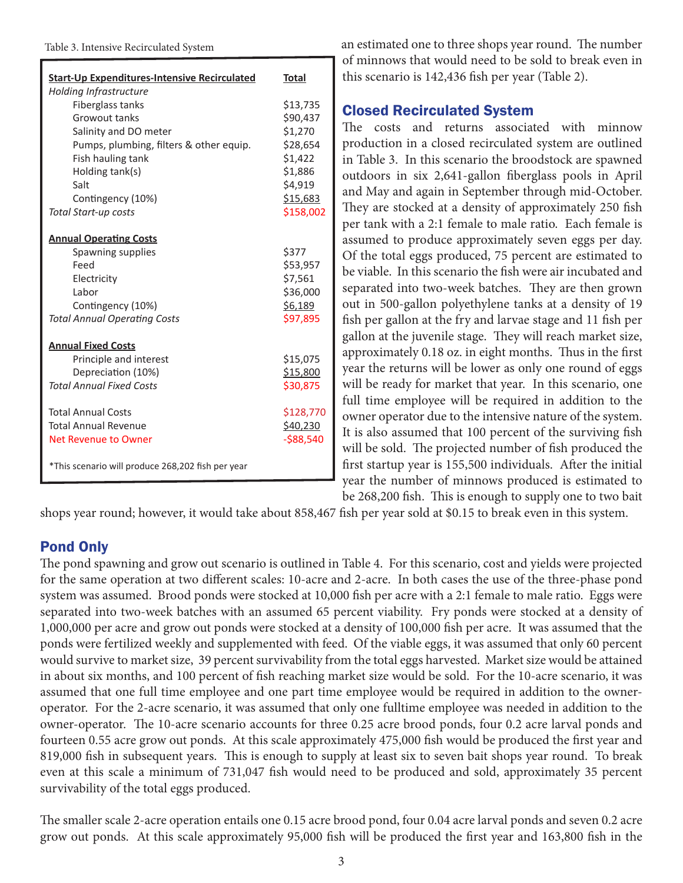Table 3. Intensive Recirculated System

| **Start-Up Expenditures-Intensive Recirculated** | **Total** |
| --- | --- |
| *Holding Infrastructure* | |
| Fiberglass tanks | $13,735 |
| Growout tanks | $90,437 |
| Salinity and DO meter | $1,270 |
| Pumps, plumbing, filters & other equip. | $28,654 |
| Fish hauling tank | $1,422 |
| Holding tank(s) | $1,886 |
| Salt | $4,919 |
| Contingency (10%) | $15,683 |
| *Total Start-up costs* | $158,002 |
| **Annual Operating Costs** | |
| Spawning supplies | $377 |
| Feed | $53,957 |
| Electricity | $7,561 |
| Labor | $36,000 |
| Contingency (10%) | $6,189 |
| *Total Annual Operating Costs* | $97,895 |
| **Annual Fixed Costs** | |
| Principle and interest | $15,075 |
| Depreciation (10%) | $15,800 |
| *Total Annual Fixed Costs* | $30,875 |
| Total Annual Costs | $128,770 |
| Total Annual Revenue | $40,230 |
| Net Revenue to Owner | -$88,540 |

*This scenario will produce 268,202 fish per year

an estimated one to three shops year round. The number of minnows that would need to be sold to break even in this scenario is 142,436 fish per year (Table 2).

## Closed Recirculated System

The costs and returns associated with minnow production in a closed recirculated system are outlined in Table 3. In this scenario the broodstock are spawned outdoors in six 2,641-gallon fiberglass pools in April and May and again in September through mid-October. They are stocked at a density of approximately 250 fish per tank with a 2:1 female to male ratio. Each female is assumed to produce approximately seven eggs per day. Of the total eggs produced, 75 percent are estimated to be viable. In this scenario the fish were air incubated and separated into two-week batches. They are then grown out in 500-gallon polyethylene tanks at a density of 19 fish per gallon at the fry and larvae stage and 11 fish per gallon at the juvenile stage. They will reach market size, approximately 0.18 oz. in eight months. Thus in the first year the returns will be lower as only one round of eggs will be ready for market that year. In this scenario, one full time employee will be required in addition to the owner operator due to the intensive nature of the system. It is also assumed that 100 percent of the surviving fish will be sold. The projected number of fish produced the first startup year is 155,500 individuals. After the initial year the number of minnows produced is estimated to be 268,200 fish. This is enough to supply one to two bait shops year round; however, it would take about 858,467 fish per year sold at $0.15 to break even in this system.

## Pond Only

The pond spawning and grow out scenario is outlined in Table 4. For this scenario, cost and yields were projected for the same operation at two different scales: 10-acre and 2-acre. In both cases the use of the three-phase pond system was assumed. Brood ponds were stocked at 10,000 fish per acre with a 2:1 female to male ratio. Eggs were separated into two-week batches with an assumed 65 percent viability. Fry ponds were stocked at a density of 1,000,000 per acre and grow out ponds were stocked at a density of 100,000 fish per acre. It was assumed that the ponds were fertilized weekly and supplemented with feed. Of the viable eggs, it was assumed that only 60 percent would survive to market size, 39 percent survivability from the total eggs harvested. Market size would be attained in about six months, and 100 percent of fish reaching market size would be sold. For the 10-acre scenario, it was assumed that one full time employee and one part time employee would be required in addition to the owner-operator. For the 2-acre scenario, it was assumed that only one fulltime employee was needed in addition to the owner-operator. The 10-acre scenario accounts for three 0.25 acre brood ponds, four 0.2 acre larval ponds and fourteen 0.55 acre grow out ponds. At this scale approximately 475,000 fish would be produced the first year and 819,000 fish in subsequent years. This is enough to supply at least six to seven bait shops year round. To break even at this scale a minimum of 731,047 fish would need to be produced and sold, approximately 35 percent survivability of the total eggs produced.

The smaller scale 2-acre operation entails one 0.15 acre brood pond, four 0.04 acre larval ponds and seven 0.2 acre grow out ponds. At this scale approximately 95,000 fish will be produced the first year and 163,800 fish in the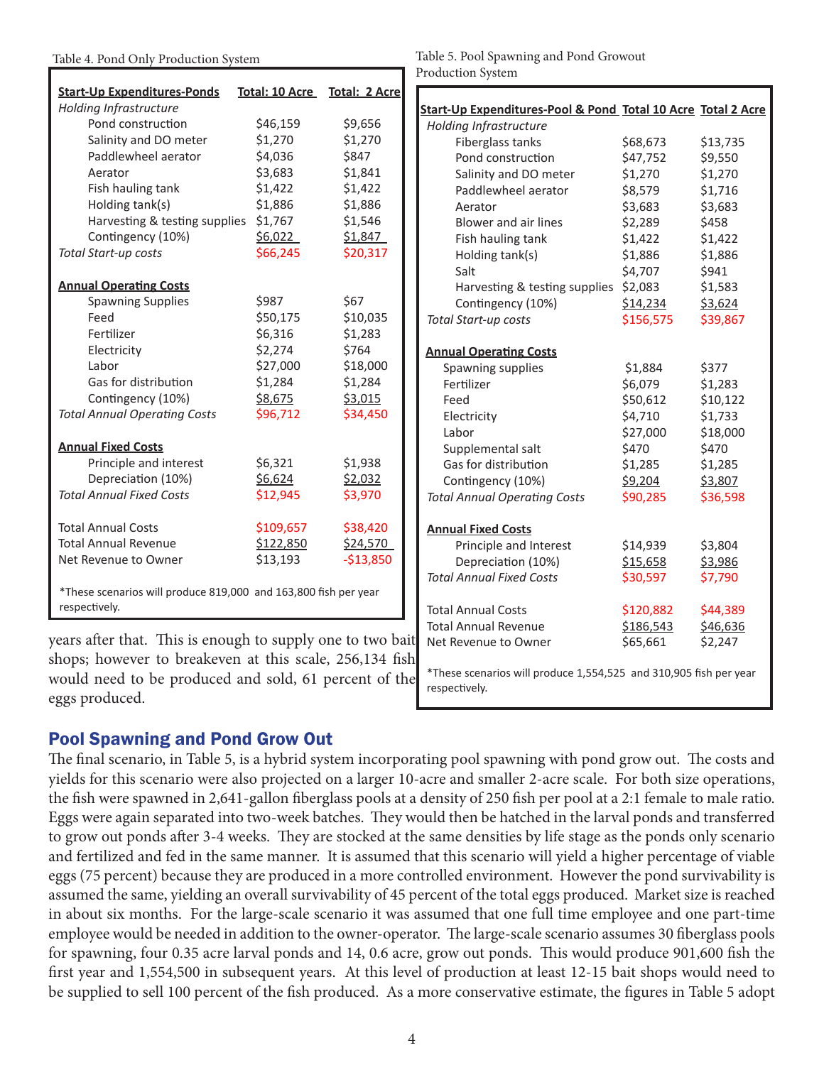Table 4. Pond Only Production System

| Start-Up Expenditures-Ponds | Total: 10 Acre | Total: 2 Acre |
|---|---|---|
| *Holding Infrastructure* | | |
| Pond construction | $46,159 | $9,656 |
| Salinity and DO meter | $1,270 | $1,270 |
| Paddlewheel aerator | $4,036 | $847 |
| Aerator | $3,683 | $1,841 |
| Fish hauling tank | $1,422 | $1,422 |
| Holding tank(s) | $1,886 | $1,886 |
| Harvesting & testing supplies | $1,767 | $1,546 |
| Contingency (10%) | $6,022 | $1,847 |
| *Total Start-up costs* | $66,245 | $20,317 |
| **Annual Operating Costs** | | |
| Spawning Supplies | $987 | $67 |
| Feed | $50,175 | $10,035 |
| Fertilizer | $6,316 | $1,283 |
| Electricity | $2,274 | $764 |
| Labor | $27,000 | $18,000 |
| Gas for distribution | $1,284 | $1,284 |
| Contingency (10%) | $8,675 | $3,015 |
| *Total Annual Operating Costs* | $96,712 | $34,450 |
| **Annual Fixed Costs** | | |
| Principle and interest | $6,321 | $1,938 |
| Depreciation (10%) | $6,624 | $2,032 |
| *Total Annual Fixed Costs* | $12,945 | $3,970 |
| Total Annual Costs | $109,657 | $38,420 |
| Total Annual Revenue | $122,850 | $24,570 |
| Net Revenue to Owner | $13,193 | -$13,850 |

*These scenarios will produce 819,000 and 163,800 fish per year respectively.

years after that. This is enough to supply one to two bait shops; however to breakeven at this scale, 256,134 fish would need to be produced and sold, 61 percent of the eggs produced.

Table 5. Pool Spawning and Pond Growout Production System

| Start-Up Expenditures-Pool & Pond | Total 10 Acre | Total 2 Acre |
|---|---|---|
| *Holding Infrastructure* | | |
| Fiberglass tanks | $68,673 | $13,735 |
| Pond construction | $47,752 | $9,550 |
| Salinity and DO meter | $1,270 | $1,270 |
| Paddlewheel aerator | $8,579 | $1,716 |
| Aerator | $3,683 | $3,683 |
| Blower and air lines | $2,289 | $458 |
| Fish hauling tank | $1,422 | $1,422 |
| Holding tank(s) | $1,886 | $1,886 |
| Salt | $4,707 | $941 |
| Harvesting & testing supplies | $2,083 | $1,583 |
| Contingency (10%) | $14,234 | $3,624 |
| *Total Start-up costs* | $156,575 | $39,867 |
| **Annual Operating Costs** | | |
| Spawning supplies | $1,884 | $377 |
| Fertilizer | $6,079 | $1,283 |
| Feed | $50,612 | $10,122 |
| Electricity | $4,710 | $1,733 |
| Labor | $27,000 | $18,000 |
| Supplemental salt | $470 | $470 |
| Gas for distribution | $1,285 | $1,285 |
| Contingency (10%) | $9,204 | $3,807 |
| *Total Annual Operating Costs* | $90,285 | $36,598 |
| **Annual Fixed Costs** | | |
| Principle and Interest | $14,939 | $3,804 |
| Depreciation (10%) | $15,658 | $3,986 |
| *Total Annual Fixed Costs* | $30,597 | $7,790 |
| Total Annual Costs | $120,882 | $44,389 |
| Total Annual Revenue | $186,543 | $46,636 |
| Net Revenue to Owner | $65,661 | $2,247 |

*These scenarios will produce 1,554,525 and 310,905 fish per year respectively.

## Pool Spawning and Pond Grow Out

The final scenario, in Table 5, is a hybrid system incorporating pool spawning with pond grow out. The costs and yields for this scenario were also projected on a larger 10-acre and smaller 2-acre scale. For both size operations, the fish were spawned in 2,641-gallon fiberglass pools at a density of 250 fish per pool at a 2:1 female to male ratio. Eggs were again separated into two-week batches. They would then be hatched in the larval ponds and transferred to grow out ponds after 3-4 weeks. They are stocked at the same densities by life stage as the ponds only scenario and fertilized and fed in the same manner. It is assumed that this scenario will yield a higher percentage of viable eggs (75 percent) because they are produced in a more controlled environment. However the pond survivability is assumed the same, yielding an overall survivability of 45 percent of the total eggs produced. Market size is reached in about six months. For the large-scale scenario it was assumed that one full time employee and one part-time employee would be needed in addition to the owner-operator. The large-scale scenario assumes 30 fiberglass pools for spawning, four 0.35 acre larval ponds and 14, 0.6 acre, grow out ponds. This would produce 901,600 fish the first year and 1,554,500 in subsequent years. At this level of production at least 12-15 bait shops would need to be supplied to sell 100 percent of the fish produced. As a more conservative estimate, the figures in Table 5 adopt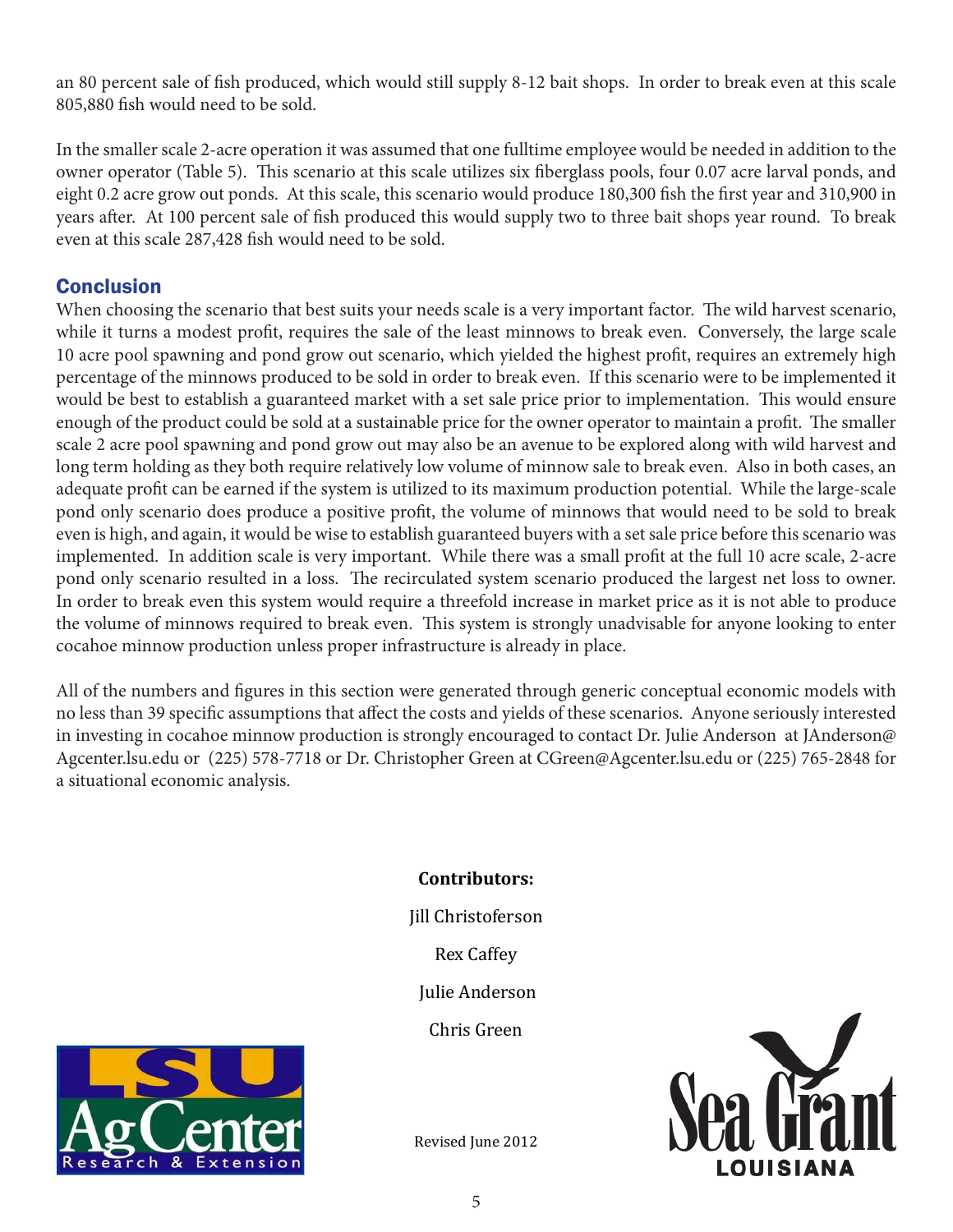an 80 percent sale of fish produced, which would still supply 8-12 bait shops. In order to break even at this scale 805,880 fish would need to be sold.

In the smaller scale 2-acre operation it was assumed that one fulltime employee would be needed in addition to the owner operator (Table 5). This scenario at this scale utilizes six fiberglass pools, four 0.07 acre larval ponds, and eight 0.2 acre grow out ponds. At this scale, this scenario would produce 180,300 fish the first year and 310,900 in years after. At 100 percent sale of fish produced this would supply two to three bait shops year round. To break even at this scale 287,428 fish would need to be sold.

## Conclusion

When choosing the scenario that best suits your needs scale is a very important factor. The wild harvest scenario, while it turns a modest profit, requires the sale of the least minnows to break even. Conversely, the large scale 10 acre pool spawning and pond grow out scenario, which yielded the highest profit, requires an extremely high percentage of the minnows produced to be sold in order to break even. If this scenario were to be implemented it would be best to establish a guaranteed market with a set sale price prior to implementation. This would ensure enough of the product could be sold at a sustainable price for the owner operator to maintain a profit. The smaller scale 2 acre pool spawning and pond grow out may also be an avenue to be explored along with wild harvest and long term holding as they both require relatively low volume of minnow sale to break even. Also in both cases, an adequate profit can be earned if the system is utilized to its maximum production potential. While the large-scale pond only scenario does produce a positive profit, the volume of minnows that would need to be sold to break even is high, and again, it would be wise to establish guaranteed buyers with a set sale price before this scenario was implemented. In addition scale is very important. While there was a small profit at the full 10 acre scale, 2-acre pond only scenario resulted in a loss. The recirculated system scenario produced the largest net loss to owner. In order to break even this system would require a threefold increase in market price as it is not able to produce the volume of minnows required to break even. This system is strongly unadvisable for anyone looking to enter cocahoe minnow production unless proper infrastructure is already in place.

All of the numbers and figures in this section were generated through generic conceptual economic models with no less than 39 specific assumptions that affect the costs and yields of these scenarios. Anyone seriously interested in investing in cocahoe minnow production is strongly encouraged to contact Dr. Julie Anderson at JAnderson@Agcenter.lsu.edu or (225) 578-7718 or Dr. Christopher Green at CGreen@Agcenter.lsu.edu or (225) 765-2848 for a situational economic analysis.

**Contributors:**

Jill Christoferson

Rex Caffey

Julie Anderson

Chris Green

LSU AgCenter Research & Extension

Revised June 2012

Sea Grant LOUISIANA